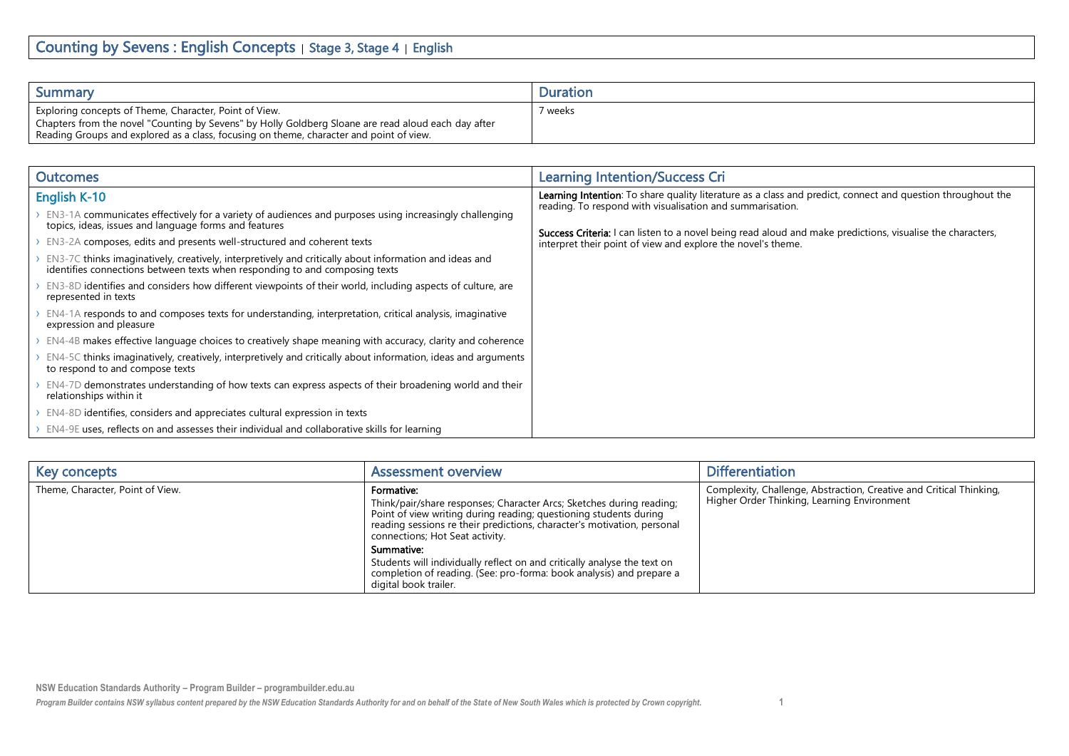# Counting by Sevens : English Concepts | Stage 3, Stage 4 | English

| Summary | Duration |
| --- | --- |
| Exploring concepts of Theme, Character, Point of View.<br>Chapters from the novel "Counting by Sevens" by Holly Goldberg Sloane are read aloud each day after Reading Groups and explored as a class, focusing on theme, character and point of view. | 7 weeks |

| Outcomes | Learning Intention/Success Cri |
| --- | --- |
| **English K-10**<br>› EN3-1A communicates effectively for a variety of audiences and purposes using increasingly challenging topics, ideas, issues and language forms and features<br>› EN3-2A composes, edits and presents well-structured and coherent texts<br>› EN3-7C thinks imaginatively, creatively, interpretively and critically about information and ideas and identifies connections between texts when responding to and composing texts<br>› EN3-8D identifies and considers how different viewpoints of their world, including aspects of culture, are represented in texts<br>› EN4-1A responds to and composes texts for understanding, interpretation, critical analysis, imaginative expression and pleasure<br>› EN4-4B makes effective language choices to creatively shape meaning with accuracy, clarity and coherence<br>› EN4-5C thinks imaginatively, creatively, interpretively and critically about information, ideas and arguments to respond to and compose texts<br>› EN4-7D demonstrates understanding of how texts can express aspects of their broadening world and their relationships within it<br>› EN4-8D identifies, considers and appreciates cultural expression in texts<br>› EN4-9E uses, reflects on and assesses their individual and collaborative skills for learning | **Learning Intention**: To share quality literature as a class and predict, connect and question throughout the reading. To respond with visualisation and summarisation.<br><br>**Success Criteria:** I can listen to a novel being read aloud and make predictions, visualise the characters, interpret their point of view and explore the novel's theme. |

| Key concepts | Assessment overview | Differentiation |
| --- | --- | --- |
| Theme, Character, Point of View. | **Formative:**<br>Think/pair/share responses; Character Arcs; Sketches during reading; Point of view writing during reading; questioning students during reading sessions re their predictions, character's motivation, personal connections; Hot Seat activity.<br>**Summative:**<br>Students will individually reflect on and critically analyse the text on completion of reading. (See: pro-forma: book analysis) and prepare a digital book trailer. | Complexity, Challenge, Abstraction, Creative and Critical Thinking, Higher Order Thinking, Learning Environment |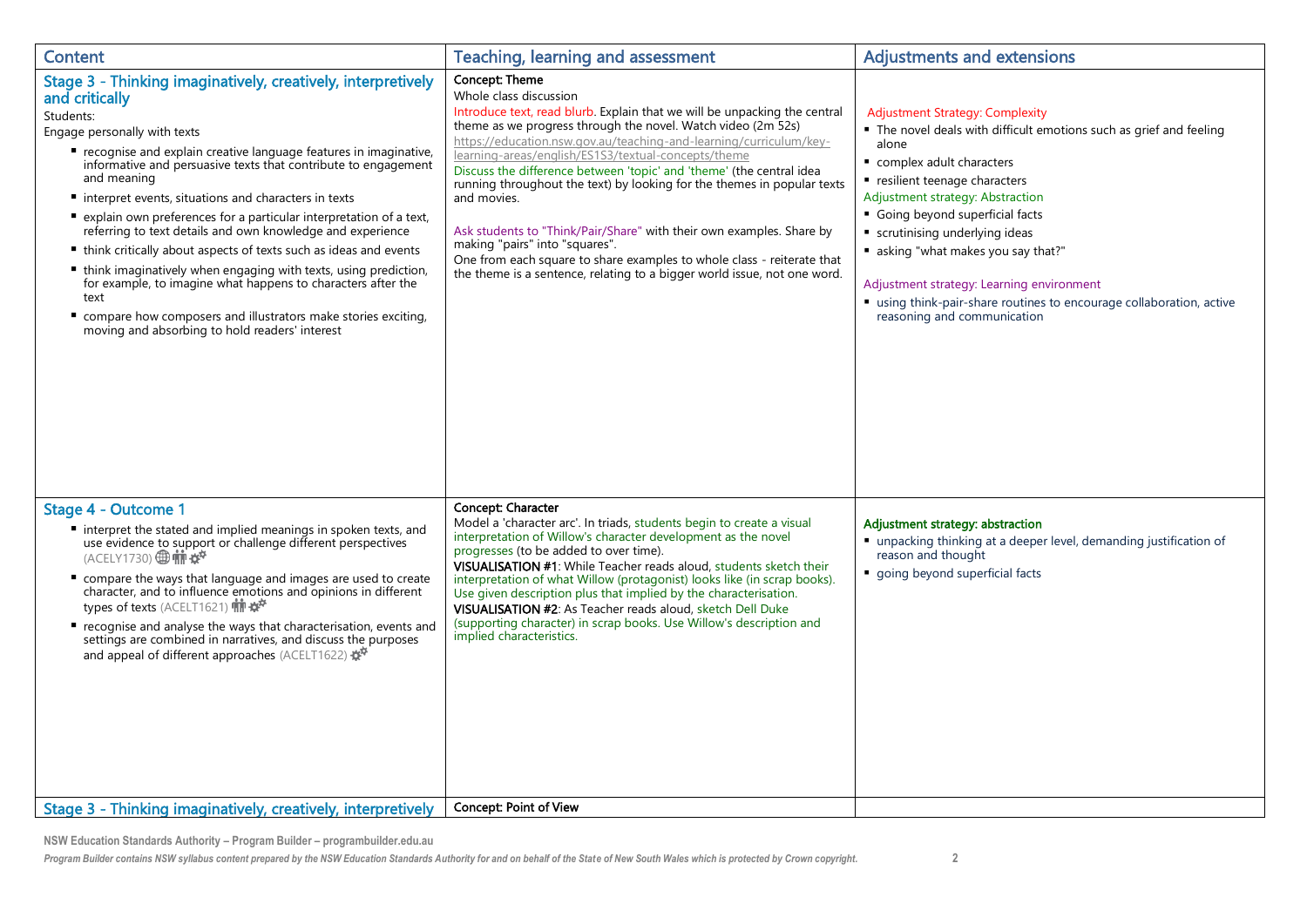| Content | Teaching, learning and assessment | Adjustments and extensions |
| --- | --- | --- |
| **Stage 3 - Thinking imaginatively, creatively, interpretively and critically**<br>Students:<br>Engage personally with texts<br>▪ recognise and explain creative language features in imaginative, informative and persuasive texts that contribute to engagement and meaning<br>▪ interpret events, situations and characters in texts<br>▪ explain own preferences for a particular interpretation of a text, referring to text details and own knowledge and experience<br>▪ think critically about aspects of texts such as ideas and events<br>▪ think imaginatively when engaging with texts, using prediction, for example, to imagine what happens to characters after the text<br>▪ compare how composers and illustrators make stories exciting, moving and absorbing to hold readers' interest | **Concept: Theme**<br>Whole class discussion<br>Introduce text, read blurb. Explain that we will be unpacking the central theme as we progress through the novel. Watch video (2m 52s)<br>https://education.nsw.gov.au/teaching-and-learning/curriculum/key-learning-areas/english/ES1S3/textual-concepts/theme<br>Discuss the difference between 'topic' and 'theme' (the central idea running throughout the text) by looking for the themes in popular texts and movies.<br><br>Ask students to "Think/Pair/Share" with their own examples. Share by making "pairs" into "squares".<br>One from each square to share examples to whole class - reiterate that the theme is a sentence, relating to a bigger world issue, not one word. | Adjustment Strategy: Complexity<br>▪ The novel deals with difficult emotions such as grief and feeling alone<br>▪ complex adult characters<br>▪ resilient teenage characters<br>Adjustment strategy: Abstraction<br>▪ Going beyond superficial facts<br>▪ scrutinising underlying ideas<br>▪ asking "what makes you say that?"<br><br>Adjustment strategy: Learning environment<br>▪ using think-pair-share routines to encourage collaboration, active reasoning and communication |
| **Stage 4 - Outcome 1**<br>▪ interpret the stated and implied meanings in spoken texts, and use evidence to support or challenge different perspectives (ACELY1730)<br>▪ compare the ways that language and images are used to create character, and to influence emotions and opinions in different types of texts (ACELT1621)<br>▪ recognise and analyse the ways that characterisation, events and settings are combined in narratives, and discuss the purposes and appeal of different approaches (ACELT1622) | **Concept: Character**<br>Model a 'character arc'. In triads, students begin to create a visual interpretation of Willow's character development as the novel progresses (to be added to over time).<br>**VISUALISATION #1**: While Teacher reads aloud, students sketch their interpretation of what Willow (protagonist) looks like (in scrap books). Use given description plus that implied by the characterisation.<br>**VISUALISATION #2**: As Teacher reads aloud, sketch Dell Duke (supporting character) in scrap books. Use Willow's description and implied characteristics. | **Adjustment strategy: abstraction**<br>▪ unpacking thinking at a deeper level, demanding justification of reason and thought<br>▪ going beyond superficial facts |
| **Stage 3 - Thinking imaginatively, creatively, interpretively** | **Concept: Point of View** | |

NSW Education Standards Authority – Program Builder – programbuilder.edu.au

*Program Builder contains NSW syllabus content prepared by the NSW Education Standards Authority for and on behalf of the State of New South Wales which is protected by Crown copyright.*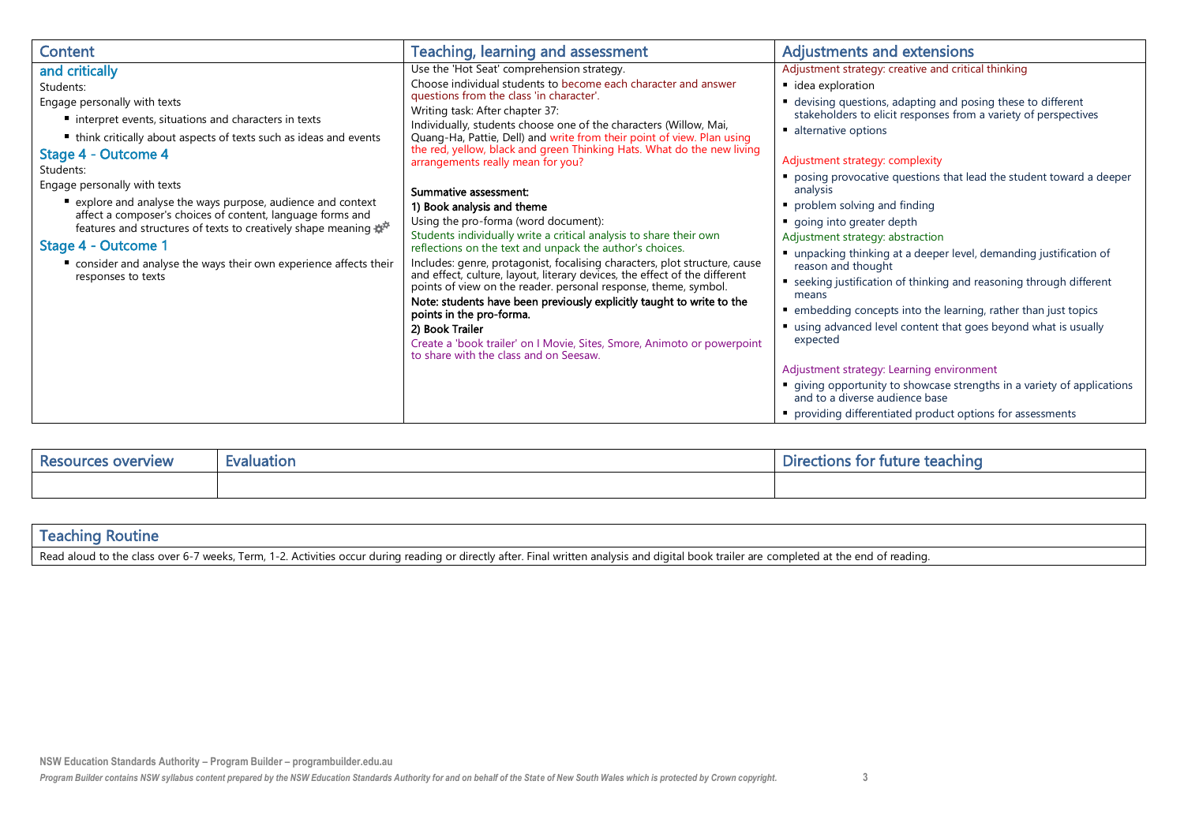| Content | Teaching, learning and assessment | Adjustments and extensions |
|---|---|---|
| **and critically**<br>Students:<br>Engage personally with texts<br>▪ interpret events, situations and characters in texts<br>▪ think critically about aspects of texts such as ideas and events<br>**Stage 4 - Outcome 4**<br>Students:<br>Engage personally with texts<br>▪ explore and analyse the ways purpose, audience and context affect a composer's choices of content, language forms and features and structures of texts to creatively shape meaning<br>**Stage 4 - Outcome 1**<br>▪ consider and analyse the ways their own experience affects their responses to texts | Use the 'Hot Seat' comprehension strategy.<br>Choose individual students to become each character and answer questions from the class 'in character'.<br>Writing task: After chapter 37:<br>Individually, students choose one of the characters (Willow, Mai, Quang-Ha, Pattie, Dell) and write from their point of view. Plan using the red, yellow, black and green Thinking Hats. What do the new living arrangements really mean for you?<br><br>**Summative assessment:**<br>**1) Book analysis and theme**<br>Using the pro-forma (word document):<br>Students individually write a critical analysis to share their own reflections on the text and unpack the author's choices.<br>Includes: genre, protagonist, focalising characters, plot structure, cause and effect, culture, layout, literary devices, the effect of the different points of view on the reader. personal response, theme, symbol.<br>**Note: students have been previously explicitly taught to write to the points in the pro-forma.**<br>**2) Book Trailer**<br>Create a 'book trailer' on I Movie, Sites, Smore, Animoto or powerpoint to share with the class and on Seesaw. | Adjustment strategy: creative and critical thinking<br>▪ idea exploration<br>▪ devising questions, adapting and posing these to different stakeholders to elicit responses from a variety of perspectives<br>▪ alternative options<br><br>Adjustment strategy: complexity<br>▪ posing provocative questions that lead the student toward a deeper analysis<br>▪ problem solving and finding<br>▪ going into greater depth<br>Adjustment strategy: abstraction<br>▪ unpacking thinking at a deeper level, demanding justification of reason and thought<br>▪ seeking justification of thinking and reasoning through different means<br>▪ embedding concepts into the learning, rather than just topics<br>▪ using advanced level content that goes beyond what is usually expected<br><br>Adjustment strategy: Learning environment<br>▪ giving opportunity to showcase strengths in a variety of applications and to a diverse audience base<br>▪ providing differentiated product options for assessments |

| Resources overview | Evaluation | Directions for future teaching |
|---|---|---|
| | | |

| Teaching Routine |
|---|
| Read aloud to the class over 6-7 weeks, Term, 1-2. Activities occur during reading or directly after. Final written analysis and digital book trailer are completed at the end of reading. |

**NSW Education Standards Authority – Program Builder – programbuilder.edu.au**

*Program Builder contains NSW syllabus content prepared by the NSW Education Standards Authority for and on behalf of the State of New South Wales which is protected by Crown copyright.*